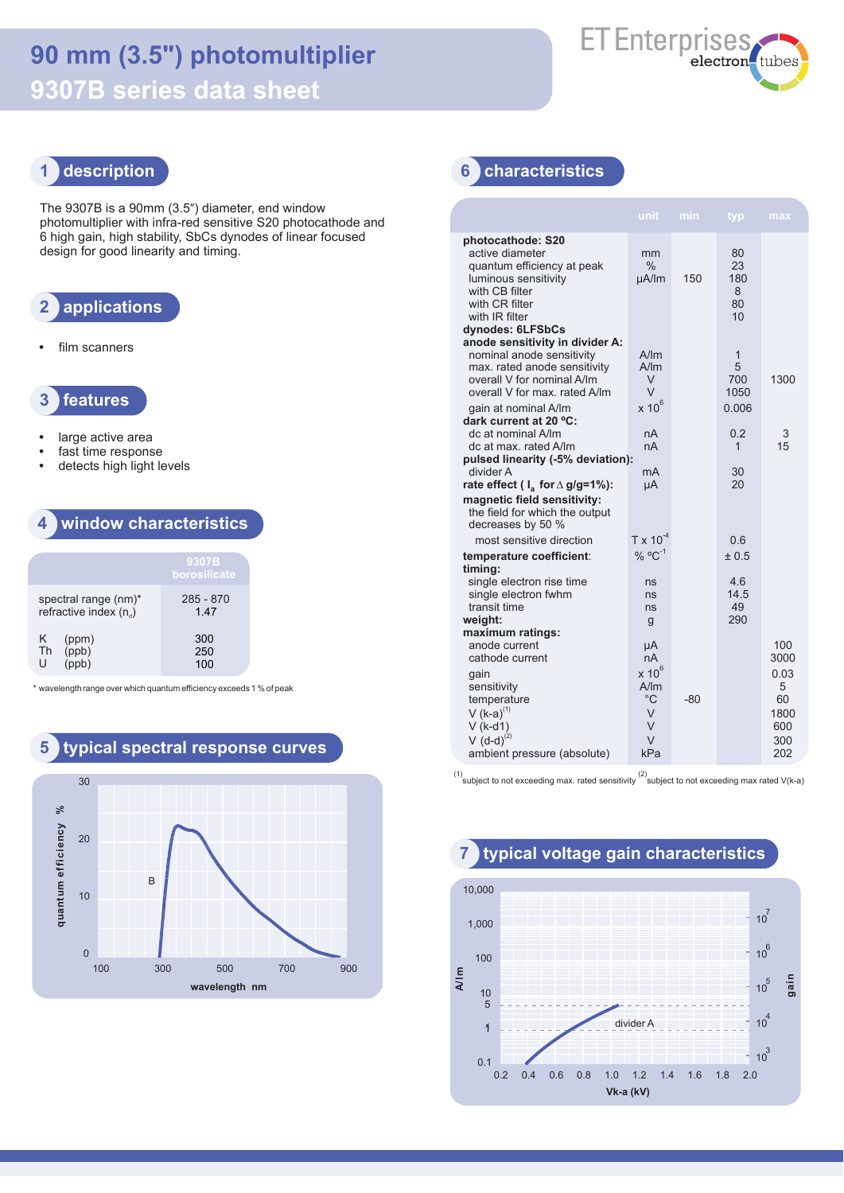# 90 mm (3.5") photomultiplier
# 9307B series data sheet

## 1 description

The 9307B is a 90mm (3.5″) diameter, end window photomultiplier with infra-red sensitive S20 photocathode and 6 high gain, high stability, SbCs dynodes of linear focused design for good linearity and timing.

## 2 applications

- film scanners

## 3 features

- large active area
- fast time response
- detects high light levels

## 4 window characteristics

| | 9307B borosilicate |
|---|---|
| spectral range (nm)* | 285 - 870 |
| refractive index ($n_d$) | 1.47 |
| K (ppm) | 300 |
| Th (ppb) | 250 |
| U (ppb) | 100 |

\* wavelength range over which quantum efficiency exceeds 1 % of peak

## 5 typical spectral response curves

## 6 characteristics

| | unit | min | typ | max |
|---|---|---|---|---|
| **photocathode: S20** | | | | |
| active diameter | mm | | 80 | |
| quantum efficiency at peak | % | | 23 | |
| luminous sensitivity | µA/lm | 150 | 180 | |
| with CB filter | | | 8 | |
| with CR filter | | | 80 | |
| with IR filter | | | 10 | |
| **dynodes: 6LFSbCs** | | | | |
| **anode sensitivity in divider A:** | | | | |
| nominal anode sensitivity | A/lm | | 1 | |
| max. rated anode sensitivity | A/lm | | 5 | |
| overall V for nominal A/lm | V | | 700 | 1300 |
| overall V for max. rated A/lm | V | | 1050 | |
| gain at nominal A/lm | x $10^6$ | | 0.006 | |
| **dark current at 20 °C:** | | | | |
| dc at nominal A/lm | nA | | 0.2 | 3 |
| dc at max. rated A/lm | nA | | 1 | 15 |
| **pulsed linearity (-5% deviation):** | | | | |
| divider A | mA | | 30 | |
| **rate effect ( $I_a$ for $\Delta$ g/g=1%):** | µA | | 20 | |
| **magnetic field sensitivity:** | | | | |
| the field for which the output decreases by 50 % | | | | |
| most sensitive direction | T x $10^{-4}$ | | 0.6 | |
| **temperature coefficient**: | % °$C^{-1}$ | | ± 0.5 | |
| **timing:** | | | | |
| single electron rise time | ns | | 4.6 | |
| single electron fwhm | ns | | 14.5 | |
| transit time | ns | | 49 | |
| **weight:** | g | | 290 | |
| **maximum ratings:** | | | | |
| anode current | µA | | | 100 |
| cathode current | nA | | | 3000 |
| gain | x $10^6$ | | | 0.03 |
| sensitivity | A/lm | | | 5 |
| temperature | °C | -80 | | 60 |
| V (k-a)(1) | V | | | 1800 |
| V (k-d1) | V | | | 600 |
| V (d-d)(2) | V | | | 300 |
| ambient pressure (absolute) | kPa | | | 202 |

(1) subject to not exceeding max. rated sensitivity (2) subject to not exceeding max rated V(k-a)

## 7 typical voltage gain characteristics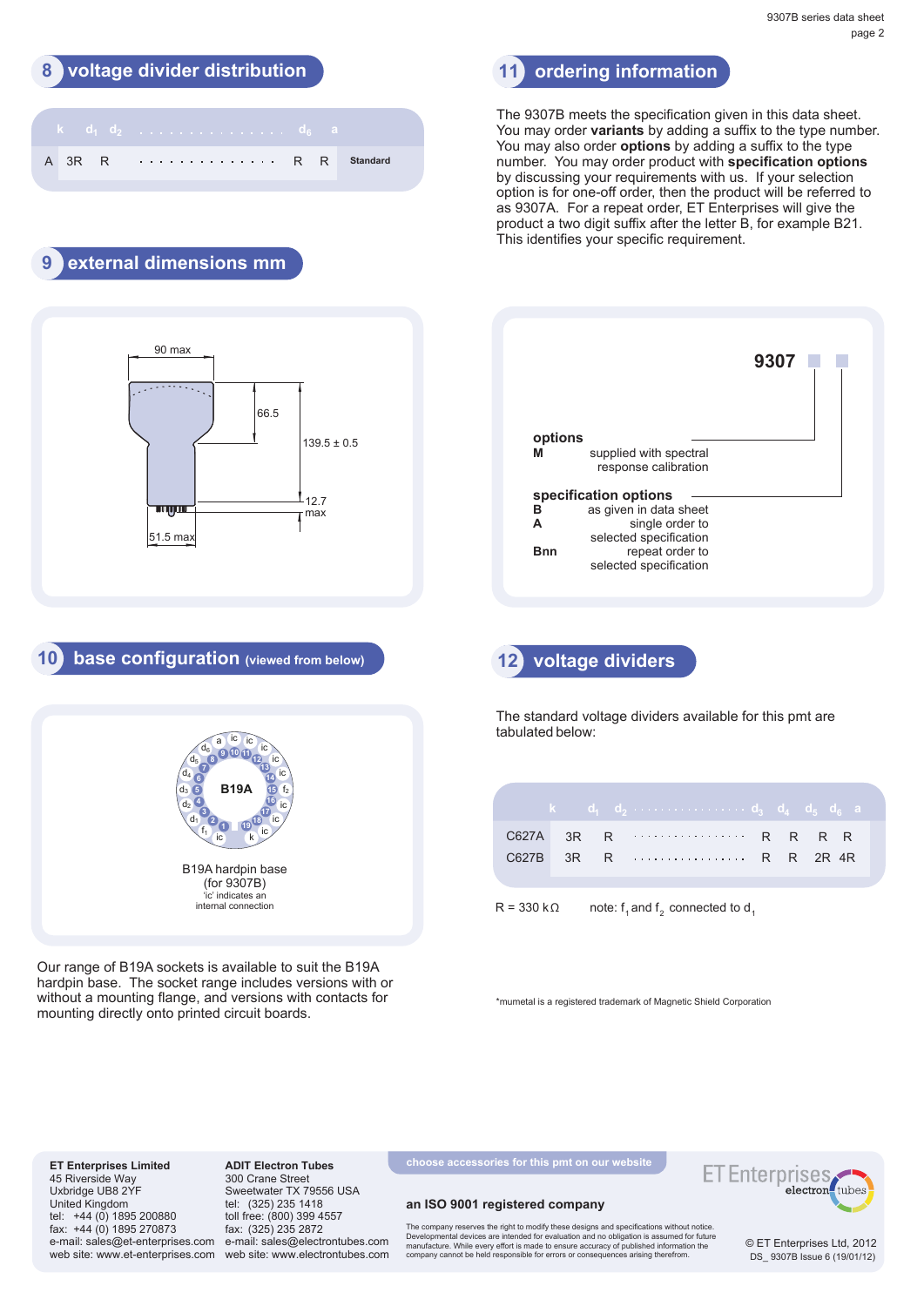## 8 voltage divider distribution

| k | $d_1$ | $d_2$ | . . . . . . . . . . . . . . . | $d_6$ | a | |
|---|---|---|---|---|---|---|
| A | 3R | R | . . . . . . . . . . . . . . | R | R | Standard |

## 9 external dimensions mm

90 max

66.5

139.5 ± 0.5

12.7 max

51.5 max

## 10 base configuration (viewed from below)

B19A

B19A hardpin base (for 9307B)

'ic' indicates an internal connection

Our range of B19A sockets is available to suit the B19A hardpin base. The socket range includes versions with or without a mounting flange, and versions with contacts for mounting directly onto printed circuit boards.

## 11 ordering information

The 9307B meets the specification given in this data sheet. You may order **variants** by adding a suffix to the type number. You may also order **options** by adding a suffix to the type number. You may order product with **specification options** by discussing your requirements with us. If your selection option is for one-off order, then the product will be referred to as 9307A. For a repeat order, ET Enterprises will give the product a two digit suffix after the letter B, for example B21. This identifies your specific requirement.

**9307** ☐ ☐

**options**

**M** supplied with spectral response calibration

**specification options**

**B** as given in data sheet

**A** single order to selected specification

**Bnn** repeat order to selected specification

## 12 voltage dividers

The standard voltage dividers available for this pmt are tabulated below:

| | k | $d_1$ | $d_2$ | . . . . . . . . . . . . . . . . . . | $d_3$ | $d_4$ | $d_5$ | $d_6$ | a |
|---|---|---|---|---|---|---|---|---|---|
| C627A | 3R | R | | . . . . . . . . . . . . . . . . . . | R | R | R | R | |
| C627B | 3R | R | | . . . . . . . . . . . . . . . . . . | R | R | 2R | 4R | |

R = 330 kΩ note: $f_1$ and $f_2$ connected to $d_1$

*mumetal is a registered trademark of Magnetic Shield Corporation

**ET Enterprises Limited**
45 Riverside Way
Uxbridge UB8 2YF
United Kingdom
tel: +44 (0) 1895 200880
fax: +44 (0) 1895 270873
e-mail: sales@et-enterprises.com
web site: www.et-enterprises.com

**ADIT Electron Tubes**
300 Crane Street
Sweetwater TX 79556 USA
tel: (325) 235 1418
toll free: (800) 399 4557
fax: (325) 235 2872
e-mail: sales@electrontubes.com
web site: www.electrontubes.com

choose accessories for this pmt on our website

**an ISO 9001 registered company**

The company reserves the right to modify these designs and specifications without notice. Developmental devices are intended for evaluation and no obligation is assumed for future manufacture. While every effort is made to ensure accuracy of published information the company cannot be held responsible for errors or consequences arising therefrom.

ET Enterprises electron tubes

© ET Enterprises Ltd, 2012
DS_ 9307B Issue 6 (19/01/12)